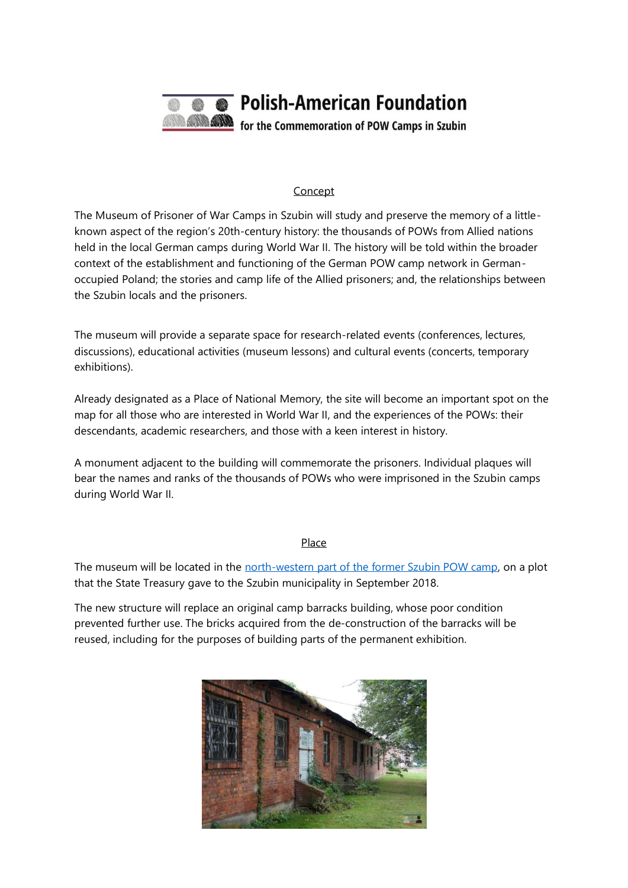**Polish-American Foundation**
**for the Commemoration of POW Camps in Szubin**

## Concept

The Museum of Prisoner of War Camps in Szubin will study and preserve the memory of a little-known aspect of the region's 20th-century history: the thousands of POWs from Allied nations held in the local German camps during World War II. The history will be told within the broader context of the establishment and functioning of the German POW camp network in German-occupied Poland; the stories and camp life of the Allied prisoners; and, the relationships between the Szubin locals and the prisoners.

The museum will provide a separate space for research-related events (conferences, lectures, discussions), educational activities (museum lessons) and cultural events (concerts, temporary exhibitions).

Already designated as a Place of National Memory, the site will become an important spot on the map for all those who are interested in World War II, and the experiences of the POWs: their descendants, academic researchers, and those with a keen interest in history.

A monument adjacent to the building will commemorate the prisoners. Individual plaques will bear the names and ranks of the thousands of POWs who were imprisoned in the Szubin camps during World War II.

## Place

The museum will be located in the north-western part of the former Szubin POW camp, on a plot that the State Treasury gave to the Szubin municipality in September 2018.

The new structure will replace an original camp barracks building, whose poor condition prevented further use. The bricks acquired from the de-construction of the barracks will be reused, including for the purposes of building parts of the permanent exhibition.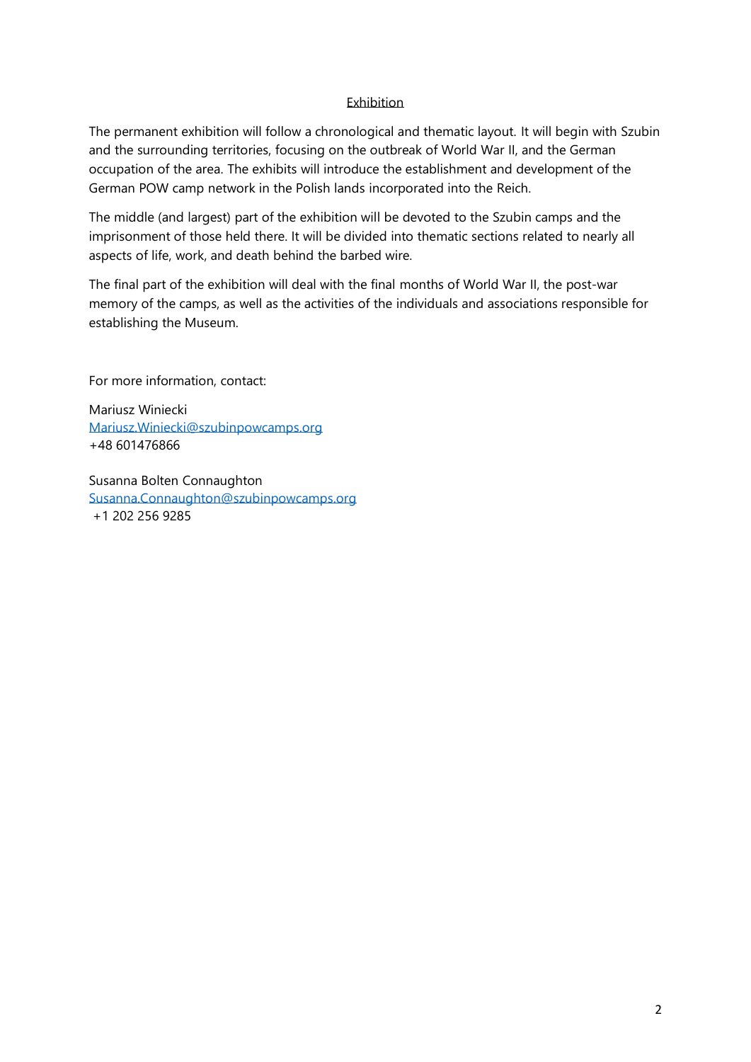## Exhibition

The permanent exhibition will follow a chronological and thematic layout. It will begin with Szubin and the surrounding territories, focusing on the outbreak of World War II, and the German occupation of the area. The exhibits will introduce the establishment and development of the German POW camp network in the Polish lands incorporated into the Reich.

The middle (and largest) part of the exhibition will be devoted to the Szubin camps and the imprisonment of those held there. It will be divided into thematic sections related to nearly all aspects of life, work, and death behind the barbed wire.

The final part of the exhibition will deal with the final months of World War II, the post-war memory of the camps, as well as the activities of the individuals and associations responsible for establishing the Museum.

For more information, contact:

Mariusz Winiecki  
[Mariusz.Winiecki@szubinpowcamps.org](mailto:Mariusz.Winiecki@szubinpowcamps.org)  
+48 601476866

Susanna Bolten Connaughton  
[Susanna.Connaughton@szubinpowcamps.org](mailto:Susanna.Connaughton@szubinpowcamps.org)  
+1 202 256 9285